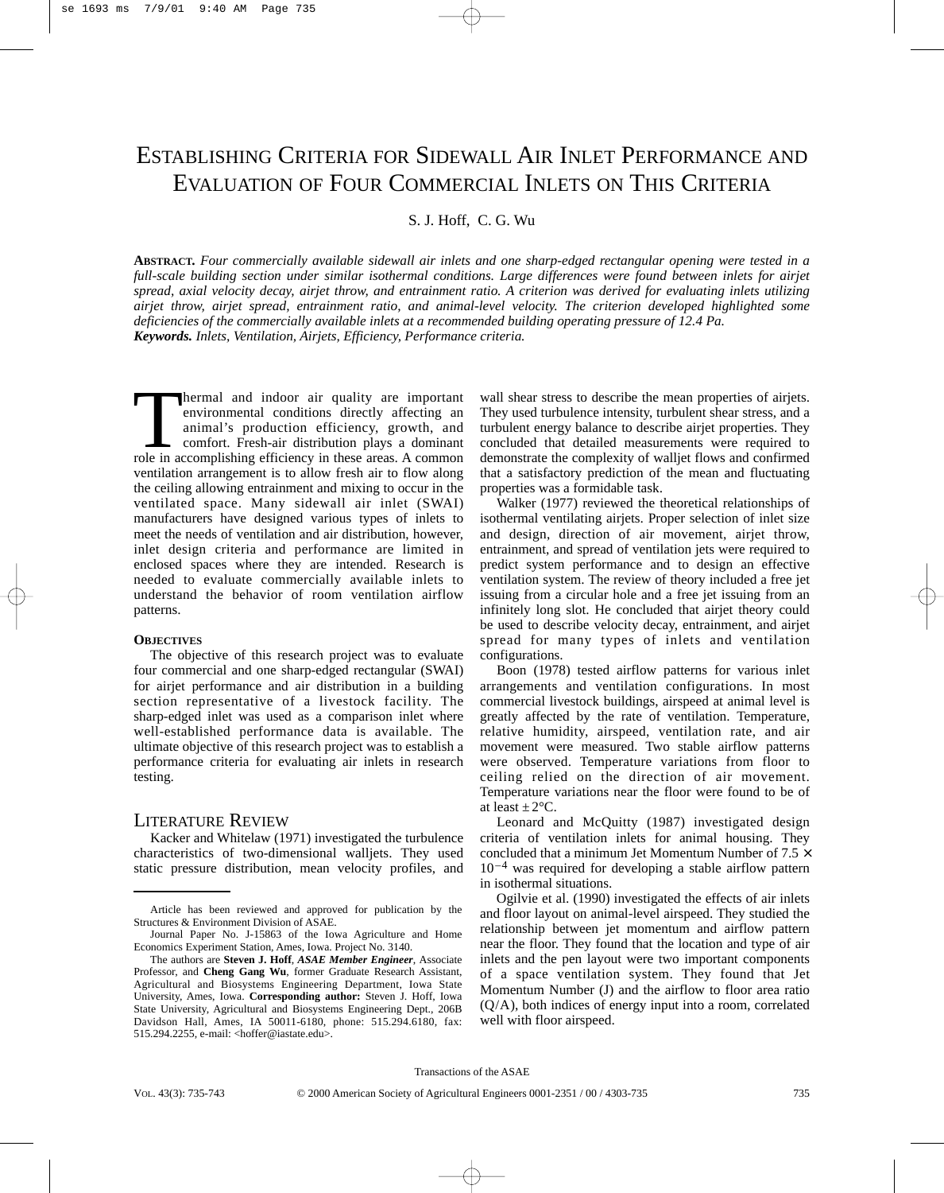# ESTABLISHING CRITERIA FOR SIDEWALL AIR INLET PERFORMANCE AND EVALUATION OF FOUR COMMERCIAL INLETS ON THIS CRITERIA

S. J. Hoff, C. G. Wu

**ABSTRACT.** *Four commercially available sidewall air inlets and one sharp-edged rectangular opening were tested in a full-scale building section under similar isothermal conditions. Large differences were found between inlets for airjet spread, axial velocity decay, airjet throw, and entrainment ratio. A criterion was derived for evaluating inlets utilizing airjet throw, airjet spread, entrainment ratio, and animal-level velocity. The criterion developed highlighted some deficiencies of the commercially available inlets at a recommended building operating pressure of 12.4 Pa.*
***Keywords.*** *Inlets, Ventilation, Airjets, Efficiency, Performance criteria.*

Thermal and indoor air quality are important environmental conditions directly affecting an animal's production efficiency, growth, and comfort. Fresh-air distribution plays a dominant role in accomplishing efficiency in these areas. A common ventilation arrangement is to allow fresh air to flow along the ceiling allowing entrainment and mixing to occur in the ventilated space. Many sidewall air inlet (SWAI) manufacturers have designed various types of inlets to meet the needs of ventilation and air distribution, however, inlet design criteria and performance are limited in enclosed spaces where they are intended. Research is needed to evaluate commercially available inlets to understand the behavior of room ventilation airflow patterns.

### OBJECTIVES

The objective of this research project was to evaluate four commercial and one sharp-edged rectangular (SWAI) for airjet performance and air distribution in a building section representative of a livestock facility. The sharp-edged inlet was used as a comparison inlet where well-established performance data is available. The ultimate objective of this research project was to establish a performance criteria for evaluating air inlets in research testing.

## LITERATURE REVIEW

Kacker and Whitelaw (1971) investigated the turbulence characteristics of two-dimensional walljets. They used static pressure distribution, mean velocity profiles, and wall shear stress to describe the mean properties of airjets. They used turbulence intensity, turbulent shear stress, and a turbulent energy balance to describe airjet properties. They concluded that detailed measurements were required to demonstrate the complexity of walljet flows and confirmed that a satisfactory prediction of the mean and fluctuating properties was a formidable task.

Walker (1977) reviewed the theoretical relationships of isothermal ventilating airjets. Proper selection of inlet size and design, direction of air movement, airjet throw, entrainment, and spread of ventilation jets were required to predict system performance and to design an effective ventilation system. The review of theory included a free jet issuing from a circular hole and a free jet issuing from an infinitely long slot. He concluded that airjet theory could be used to describe velocity decay, entrainment, and airjet spread for many types of inlets and ventilation configurations.

Boon (1978) tested airflow patterns for various inlet arrangements and ventilation configurations. In most commercial livestock buildings, airspeed at animal level is greatly affected by the rate of ventilation. Temperature, relative humidity, airspeed, ventilation rate, and air movement were measured. Two stable airflow patterns were observed. Temperature variations from floor to ceiling relied on the direction of air movement. Temperature variations near the floor were found to be of at least $\pm 2$°C.

Leonard and McQuitty (1987) investigated design criteria of ventilation inlets for animal housing. They concluded that a minimum Jet Momentum Number of $7.5 \times 10^{-4}$ was required for developing a stable airflow pattern in isothermal situations.

Ogilvie et al. (1990) investigated the effects of air inlets and floor layout on animal-level airspeed. They studied the relationship between jet momentum and airflow pattern near the floor. They found that the location and type of air inlets and the pen layout were two important components of a space ventilation system. They found that Jet Momentum Number (J) and the airflow to floor area ratio (Q/A), both indices of energy input into a room, correlated well with floor airspeed.

---

Article has been reviewed and approved for publication by the Structures & Environment Division of ASAE.

Journal Paper No. J-15863 of the Iowa Agriculture and Home Economics Experiment Station, Ames, Iowa. Project No. 3140.

The authors are **Steven J. Hoff**, ***ASAE Member Engineer***, Associate Professor, and **Cheng Gang Wu**, former Graduate Research Assistant, Agricultural and Biosystems Engineering Department, Iowa State University, Ames, Iowa. **Corresponding author:** Steven J. Hoff, Iowa State University, Agricultural and Biosystems Engineering Dept., 206B Davidson Hall, Ames, IA 50011-6180, phone: 515.294.6180, fax: 515.294.2255, e-mail: <hoffer@iastate.edu>.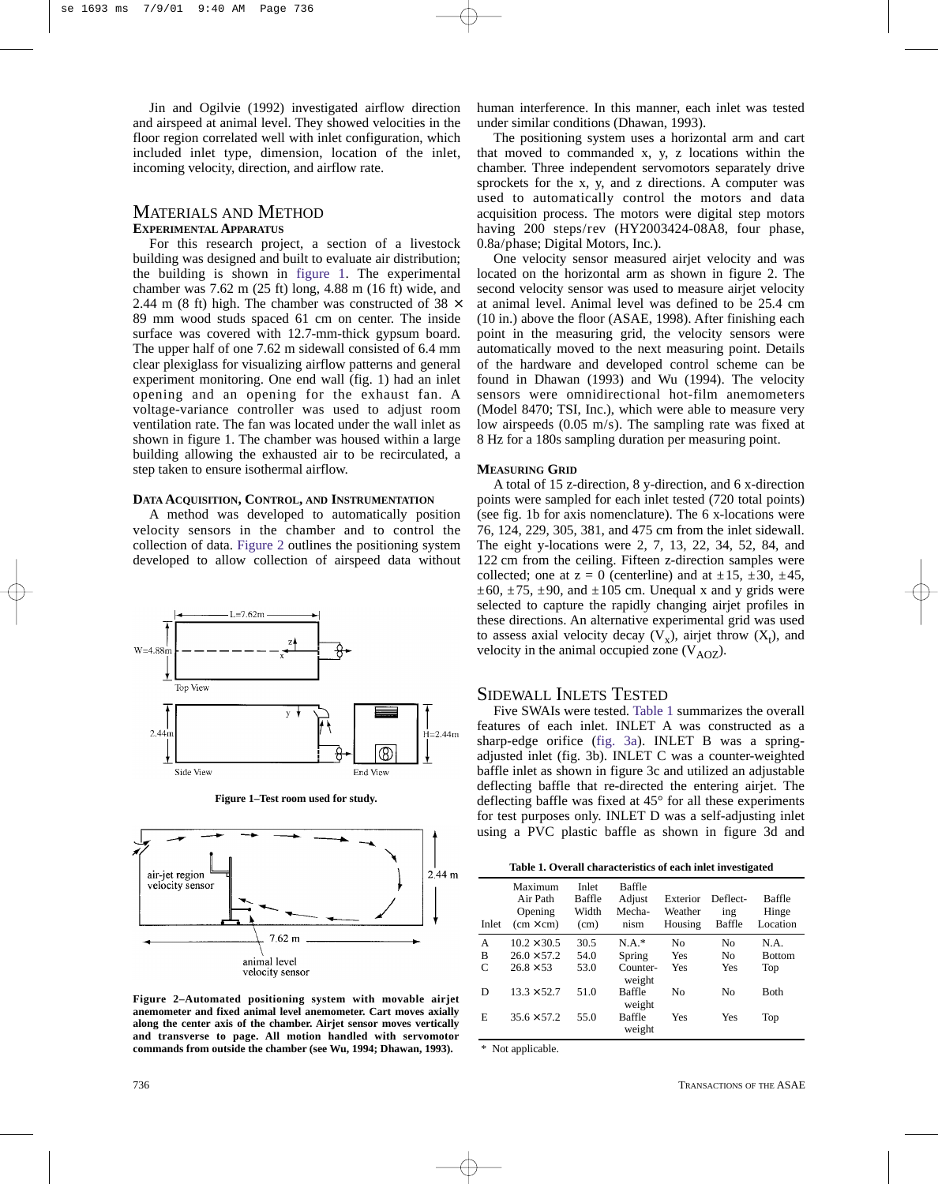Jin and Ogilvie (1992) investigated airflow direction and airspeed at animal level. They showed velocities in the floor region correlated well with inlet configuration, which included inlet type, dimension, location of the inlet, incoming velocity, direction, and airflow rate.

## MATERIALS AND METHOD

### EXPERIMENTAL APPARATUS

For this research project, a section of a livestock building was designed and built to evaluate air distribution; the building is shown in figure 1. The experimental chamber was 7.62 m (25 ft) long, 4.88 m (16 ft) wide, and 2.44 m (8 ft) high. The chamber was constructed of 38 × 89 mm wood studs spaced 61 cm on center. The inside surface was covered with 12.7-mm-thick gypsum board. The upper half of one 7.62 m sidewall consisted of 6.4 mm clear plexiglass for visualizing airflow patterns and general experiment monitoring. One end wall (fig. 1) had an inlet opening and an opening for the exhaust fan. A voltage-variance controller was used to adjust room ventilation rate. The fan was located under the wall inlet as shown in figure 1. The chamber was housed within a large building allowing the exhausted air to be recirculated, a step taken to ensure isothermal airflow.

### DATA ACQUISITION, CONTROL, AND INSTRUMENTATION

A method was developed to automatically position velocity sensors in the chamber and to control the collection of data. Figure 2 outlines the positioning system developed to allow collection of airspeed data without human interference. In this manner, each inlet was tested under similar conditions (Dhawan, 1993).

Figure 1–Test room used for study.

Figure 2–Automated positioning system with movable airjet anemometer and fixed animal level anemometer. Cart moves axially along the center axis of the chamber. Airjet sensor moves vertically and transverse to page. All motion handled with servomotor commands from outside the chamber (see Wu, 1994; Dhawan, 1993).

The positioning system uses a horizontal arm and cart that moved to commanded x, y, z locations within the chamber. Three independent servomotors separately drive sprockets for the x, y, and z directions. A computer was used to automatically control the motors and data acquisition process. The motors were digital step motors having 200 steps/rev (HY2003424-08A8, four phase, 0.8a/phase; Digital Motors, Inc.).

One velocity sensor measured airjet velocity and was located on the horizontal arm as shown in figure 2. The second velocity sensor was used to measure airjet velocity at animal level. Animal level was defined to be 25.4 cm (10 in.) above the floor (ASAE, 1998). After finishing each point in the measuring grid, the velocity sensors were automatically moved to the next measuring point. Details of the hardware and developed control scheme can be found in Dhawan (1993) and Wu (1994). The velocity sensors were omnidirectional hot-film anemometers (Model 8470; TSI, Inc.), which were able to measure very low airspeeds (0.05 m/s). The sampling rate was fixed at 8 Hz for a 180s sampling duration per measuring point.

### MEASURING GRID

A total of 15 z-direction, 8 y-direction, and 6 x-direction points were sampled for each inlet tested (720 total points) (see fig. 1b for axis nomenclature). The 6 x-locations were 76, 124, 229, 305, 381, and 475 cm from the inlet sidewall. The eight y-locations were 2, 7, 13, 22, 34, 52, 84, and 122 cm from the ceiling. Fifteen z-direction samples were collected; one at z = 0 (centerline) and at ±15, ±30, ±45, ±60, ±75, ±90, and ±105 cm. Unequal x and y grids were selected to capture the rapidly changing airjet profiles in these directions. An alternative experimental grid was used to assess axial velocity decay ($V_x$), airjet throw ($X_t$), and velocity in the animal occupied zone ($V_{AOZ}$).

## SIDEWALL INLETS TESTED

Five SWAIs were tested. Table 1 summarizes the overall features of each inlet. INLET A was constructed as a sharp-edge orifice (fig. 3a). INLET B was a spring-adjusted inlet (fig. 3b). INLET C was a counter-weighted baffle inlet as shown in figure 3c and utilized an adjustable deflecting baffle that re-directed the entering airjet. The deflecting baffle was fixed at 45° for all these experiments for test purposes only. INLET D was a self-adjusting inlet using a PVC plastic baffle as shown in figure 3d and

Table 1. Overall characteristics of each inlet investigated

| Inlet | Maximum Air Path Opening (cm × cm) | Inlet Baffle Width (cm) | Baffle Adjust Mechanism | Exterior Weather Housing | Deflecting Baffle | Baffle Hinge Location |
|---|---|---|---|---|---|---|
| A | 10.2 × 30.5 | 30.5 | N.A.* | No | No | N.A. |
| B | 26.0 × 57.2 | 54.0 | Spring | Yes | No | Bottom |
| C | 26.8 × 53 | 53.0 | Counter-weight | Yes | Yes | Top |
| D | 13.3 × 52.7 | 51.0 | Baffle weight | No | No | Both |
| E | 35.6 × 57.2 | 55.0 | Baffle weight | Yes | Yes | Top |

\* Not applicable.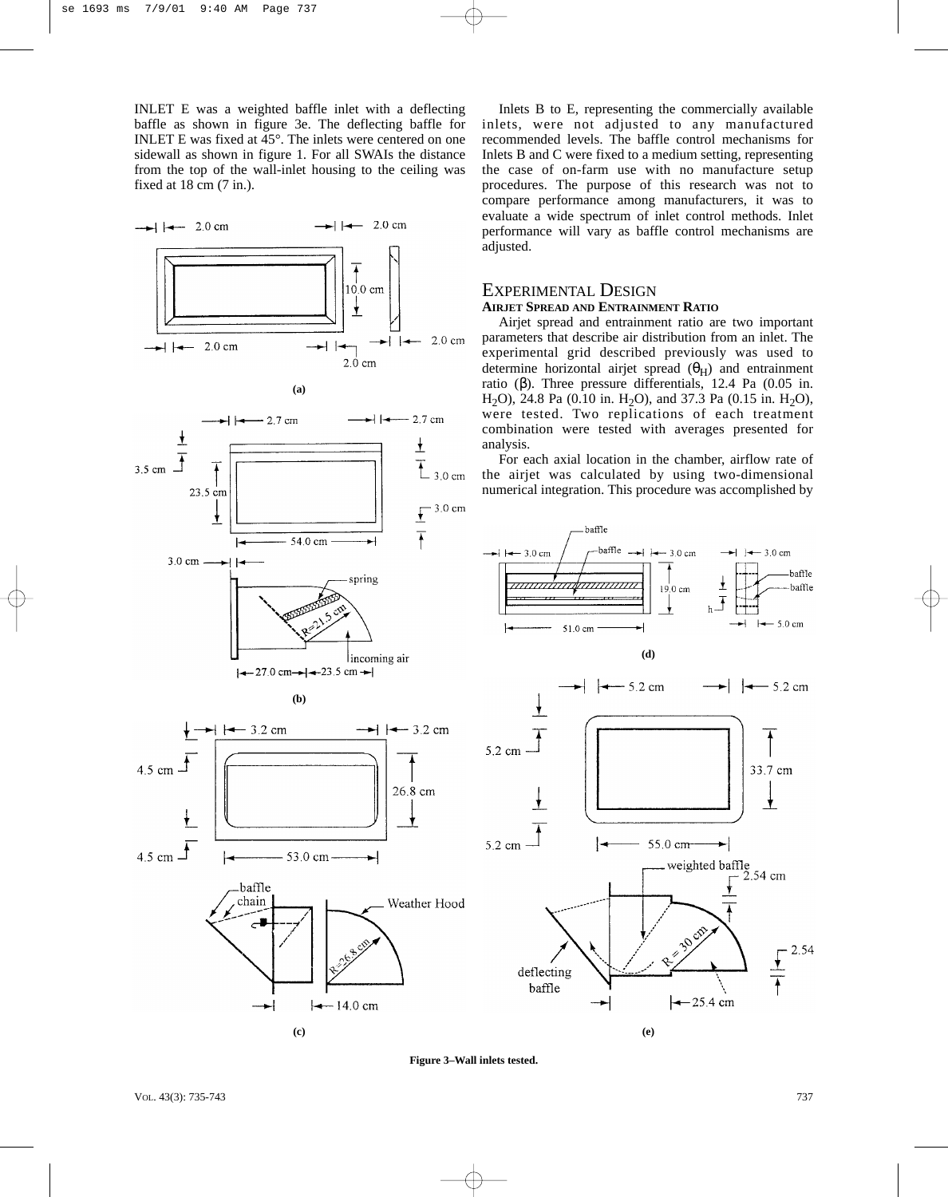INLET E was a weighted baffle inlet with a deflecting baffle as shown in figure 3e. The deflecting baffle for INLET E was fixed at 45°. The inlets were centered on one sidewall as shown in figure 1. For all SWAIs the distance from the top of the wall-inlet housing to the ceiling was fixed at 18 cm (7 in.).

Figure 3–Wall inlets tested.

Inlets B to E, representing the commercially available inlets, were not adjusted to any manufactured recommended levels. The baffle control mechanisms for Inlets B and C were fixed to a medium setting, representing the case of on-farm use with no manufacture setup procedures. The purpose of this research was not to compare performance among manufacturers, it was to evaluate a wide spectrum of inlet control methods. Inlet performance will vary as baffle control mechanisms are adjusted.

## EXPERIMENTAL DESIGN

### AIRJET SPREAD AND ENTRAINMENT RATIO

Airjet spread and entrainment ratio are two important parameters that describe air distribution from an inlet. The experimental grid described previously was used to determine horizontal airjet spread ($\theta_H$) and entrainment ratio ($\beta$). Three pressure differentials, 12.4 Pa (0.05 in. $H_2O$), 24.8 Pa (0.10 in. $H_2O$), and 37.3 Pa (0.15 in. $H_2O$), were tested. Two replications of each treatment combination were tested with averages presented for analysis.

For each axial location in the chamber, airflow rate of the airjet was calculated by using two-dimensional numerical integration. This procedure was accomplished by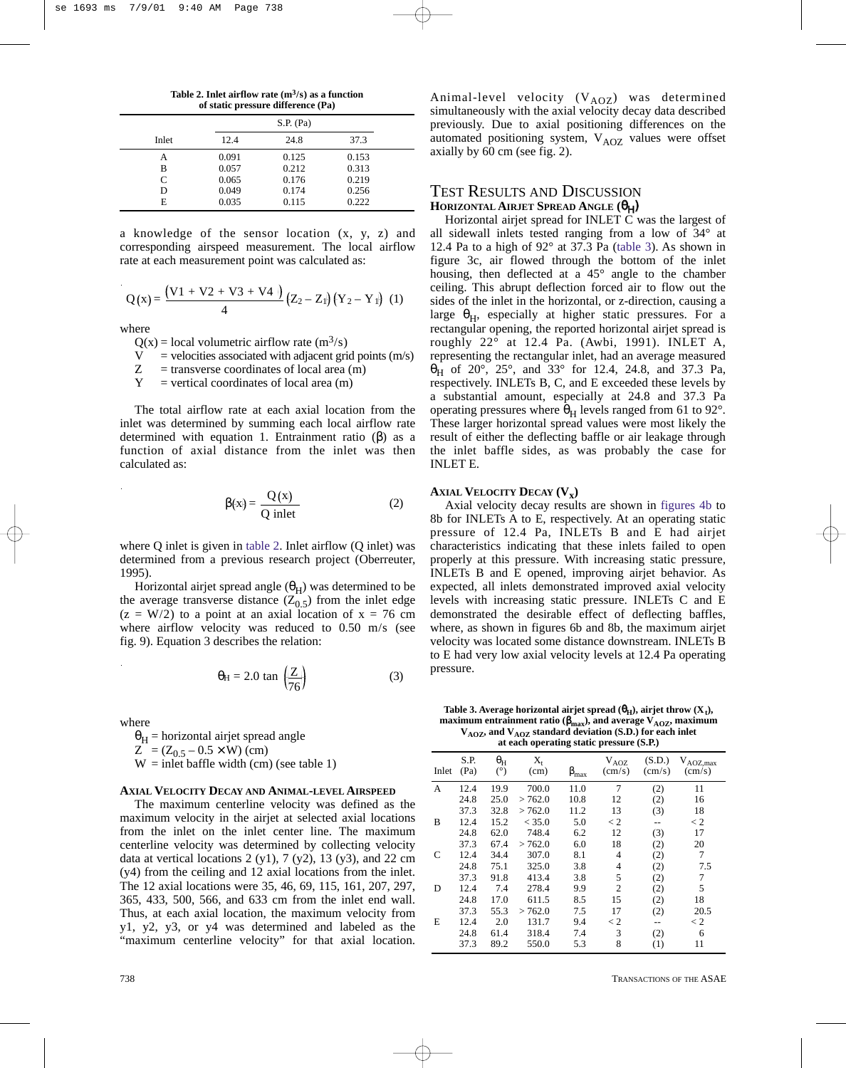Table 2. Inlet airflow rate ($m^3/s$) as a function of static pressure difference (Pa)

| Inlet | S.P. (Pa) 12.4 | 24.8 | 37.3 |
|---|---|---|---|
| A | 0.091 | 0.125 | 0.153 |
| B | 0.057 | 0.212 | 0.313 |
| C | 0.065 | 0.176 | 0.219 |
| D | 0.049 | 0.174 | 0.256 |
| E | 0.035 | 0.115 | 0.222 |

a knowledge of the sensor location (x, y, z) and corresponding airspeed measurement. The local airflow rate at each measurement point was calculated as:

$$Q(x) = \frac{(V1 + V2 + V3 + V4)}{4}(Z_2 - Z_1)(Y_2 - Y_1) \quad (1)$$

where

$Q(x)$ = local volumetric airflow rate ($m^3/s$)
V = velocities associated with adjacent grid points (m/s)
Z = transverse coordinates of local area (m)
Y = vertical coordinates of local area (m)

The total airflow rate at each axial location from the inlet was determined by summing each local airflow rate determined with equation 1. Entrainment ratio ($\beta$) as a function of axial distance from the inlet was then calculated as:

$$\beta(x) = \frac{Q(x)}{Q\ \text{inlet}} \quad (2)$$

where Q inlet is given in table 2. Inlet airflow (Q inlet) was determined from a previous research project (Oberreuter, 1995).

Horizontal airjet spread angle ($\theta_H$) was determined to be the average transverse distance ($Z_{0.5}$) from the inlet edge ($z = W/2$) to a point at an axial location of $x = 76$ cm where airflow velocity was reduced to 0.50 m/s (see fig. 9). Equation 3 describes the relation:

$$\theta_H = 2.0 \tan\left(\frac{Z}{76}\right) \quad (3)$$

where

$\theta_H$ = horizontal airjet spread angle
$Z = (Z_{0.5} - 0.5 \times W)$ (cm)
W = inlet baffle width (cm) (see table 1)

### Axial Velocity Decay and Animal-level Airspeed

The maximum centerline velocity was defined as the maximum velocity in the airjet at selected axial locations from the inlet on the inlet center line. The maximum centerline velocity was determined by collecting velocity data at vertical locations 2 (y1), 7 (y2), 13 (y3), and 22 cm (y4) from the ceiling and 12 axial locations from the inlet. The 12 axial locations were 35, 46, 69, 115, 161, 207, 297, 365, 433, 500, 566, and 633 cm from the inlet end wall. Thus, at each axial location, the maximum velocity from y1, y2, y3, or y4 was determined and labeled as the "maximum centerline velocity" for that axial location.

Animal-level velocity ($V_{AOZ}$) was determined simultaneously with the axial velocity decay data described previously. Due to axial positioning differences on the automated positioning system, $V_{AOZ}$ values were offset axially by 60 cm (see fig. 2).

## Test Results and Discussion

### Horizontal Airjet Spread Angle ($\theta_H$)

Horizontal airjet spread for INLET C was the largest of all sidewall inlets tested ranging from a low of 34° at 12.4 Pa to a high of 92° at 37.3 Pa (table 3). As shown in figure 3c, air flowed through the bottom of the inlet housing, then deflected at a 45° angle to the chamber ceiling. This abrupt deflection forced air to flow out the sides of the inlet in the horizontal, or z-direction, causing a large $\theta_H$, especially at higher static pressures. For a rectangular opening, the reported horizontal airjet spread is roughly 22° at 12.4 Pa. (Awbi, 1991). INLET A, representing the rectangular inlet, had an average measured $\theta_H$ of 20°, 25°, and 33° for 12.4, 24.8, and 37.3 Pa, respectively. INLETs B, C, and E exceeded these levels by a substantial amount, especially at 24.8 and 37.3 Pa operating pressures where $\theta_H$ levels ranged from 61 to 92°. These larger horizontal spread values were most likely the result of either the deflecting baffle or air leakage through the inlet baffle sides, as was probably the case for INLET E.

### Axial Velocity Decay ($V_x$)

Axial velocity decay results are shown in figures 4b to 8b for INLETs A to E, respectively. At an operating static pressure of 12.4 Pa, INLETs B and E had airjet characteristics indicating that these inlets failed to open properly at this pressure. With increasing static pressure, INLETs B and E opened, improving airjet behavior. As expected, all inlets demonstrated improved axial velocity levels with increasing static pressure. INLETs C and E demonstrated the desirable effect of deflecting baffles, where, as shown in figures 6b and 8b, the maximum airjet velocity was located some distance downstream. INLETs B to E had very low axial velocity levels at 12.4 Pa operating pressure.

Table 3. Average horizontal airjet spread ($\theta_H$), airjet throw ($X_t$), maximum entrainment ratio ($\beta_{max}$), and average $V_{AOZ}$, maximum $V_{AOZ}$, and $V_{AOZ}$ standard deviation (S.D.) for each inlet at each operating static pressure (S.P.)

| Inlet | S.P. (Pa) | $\theta_H$ (°) | $X_t$ (cm) | $\beta_{max}$ | $V_{AOZ}$ (cm/s) | (S.D.) (cm/s) | $V_{AOZ,max}$ (cm/s) |
|---|---|---|---|---|---|---|---|
| A | 12.4 | 19.9 | 700.0 | 11.0 | 7 | (2) | 11 |
| | 24.8 | 25.0 | > 762.0 | 10.8 | 12 | (2) | 16 |
| | 37.3 | 32.8 | > 762.0 | 11.2 | 13 | (3) | 18 |
| B | 12.4 | 15.2 | < 35.0 | 5.0 | < 2 | -- | < 2 |
| | 24.8 | 62.0 | 748.4 | 6.2 | 12 | (3) | 17 |
| | 37.3 | 67.4 | > 762.0 | 6.0 | 18 | (2) | 20 |
| C | 12.4 | 34.4 | 307.0 | 8.1 | 4 | (2) | 7 |
| | 24.8 | 75.1 | 325.0 | 3.8 | 4 | (2) | 7.5 |
| | 37.3 | 91.8 | 413.4 | 3.8 | 5 | (2) | 7 |
| D | 12.4 | 7.4 | 278.4 | 9.9 | 2 | (2) | 5 |
| | 24.8 | 17.0 | 611.5 | 8.5 | 15 | (2) | 18 |
| | 37.3 | 55.3 | > 762.0 | 7.5 | 17 | (2) | 20.5 |
| E | 12.4 | 2.0 | 131.7 | 9.4 | < 2 | -- | < 2 |
| | 24.8 | 61.4 | 318.4 | 7.4 | 3 | (2) | 6 |
| | 37.3 | 89.2 | 550.0 | 5.3 | 8 | (1) | 11 |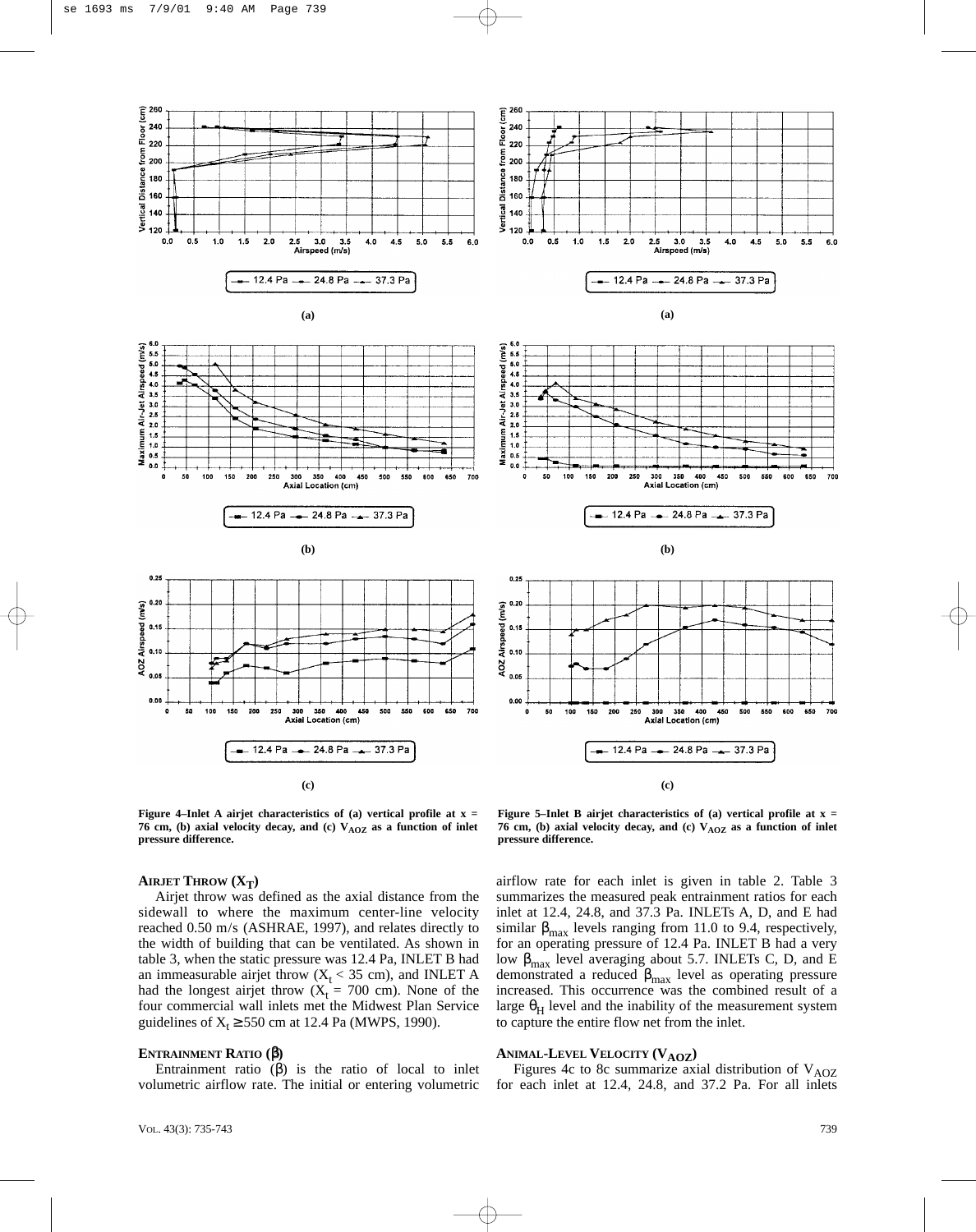Figure 4–Inlet A airjet characteristics of (a) vertical profile at x = 76 cm, (b) axial velocity decay, and (c) $V_{AOZ}$ as a function of inlet pressure difference.

Figure 5–Inlet B airjet characteristics of (a) vertical profile at x = 76 cm, (b) axial velocity decay, and (c) $V_{AOZ}$ as a function of inlet pressure difference.

### AIRJET THROW ($X_T$)

Airjet throw was defined as the axial distance from the sidewall to where the maximum center-line velocity reached 0.50 m/s (ASHRAE, 1997), and relates directly to the width of building that can be ventilated. As shown in table 3, when the static pressure was 12.4 Pa, INLET B had an immeasurable airjet throw ($X_t$ < 35 cm), and INLET A had the longest airjet throw ($X_t$ = 700 cm). None of the four commercial wall inlets met the Midwest Plan Service guidelines of $X_t \geq 550$ cm at 12.4 Pa (MWPS, 1990).

### ENTRAINMENT RATIO ($\beta$)

Entrainment ratio ($\beta$) is the ratio of local to inlet volumetric airflow rate. The initial or entering volumetric airflow rate for each inlet is given in table 2. Table 3 summarizes the measured peak entrainment ratios for each inlet at 12.4, 24.8, and 37.3 Pa. INLETs A, D, and E had similar $\beta_{max}$ levels ranging from 11.0 to 9.4, respectively, for an operating pressure of 12.4 Pa. INLET B had a very low $\beta_{max}$ level averaging about 5.7. INLETs C, D, and E demonstrated a reduced $\beta_{max}$ level as operating pressure increased. This occurrence was the combined result of a large $\theta_H$ level and the inability of the measurement system to capture the entire flow net from the inlet.

### ANIMAL-LEVEL VELOCITY ($V_{AOZ}$)

Figures 4c to 8c summarize axial distribution of $V_{AOZ}$ for each inlet at 12.4, 24.8, and 37.2 Pa. For all inlets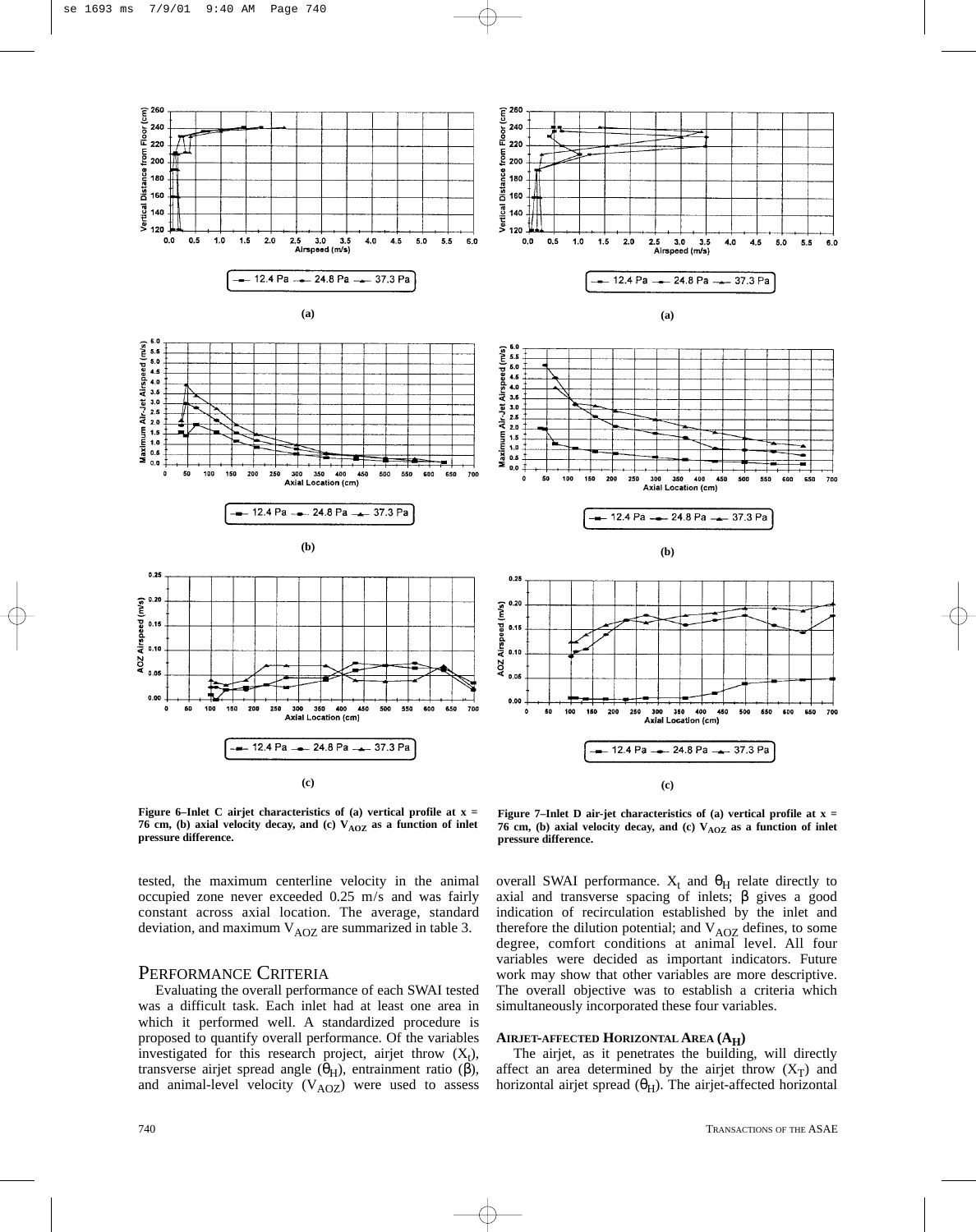Figure 6–Inlet C airjet characteristics of (a) vertical profile at x = 76 cm, (b) axial velocity decay, and (c) $V_{AOZ}$ as a function of inlet pressure difference.

Figure 7–Inlet D air-jet characteristics of (a) vertical profile at x = 76 cm, (b) axial velocity decay, and (c) $V_{AOZ}$ as a function of inlet pressure difference.

tested, the maximum centerline velocity in the animal occupied zone never exceeded 0.25 m/s and was fairly constant across axial location. The average, standard deviation, and maximum $V_{AOZ}$ are summarized in table 3.

## Performance Criteria

Evaluating the overall performance of each SWAI tested was a difficult task. Each inlet had at least one area in which it performed well. A standardized procedure is proposed to quantify overall performance. Of the variables investigated for this research project, airjet throw ($X_t$), transverse airjet spread angle ($\theta_H$), entrainment ratio ($\beta$), and animal-level velocity ($V_{AOZ}$) were used to assess overall SWAI performance. $X_t$ and $\theta_H$ relate directly to axial and transverse spacing of inlets; $\beta$ gives a good indication of recirculation established by the inlet and therefore the dilution potential; and $V_{AOZ}$ defines, to some degree, comfort conditions at animal level. All four variables were decided as important indicators. Future work may show that other variables are more descriptive. The overall objective was to establish a criteria which simultaneously incorporated these four variables.

### Airjet-Affected Horizontal Area ($A_H$)

The airjet, as it penetrates the building, will directly affect an area determined by the airjet throw ($X_T$) and horizontal airjet spread ($\theta_H$). The airjet-affected horizontal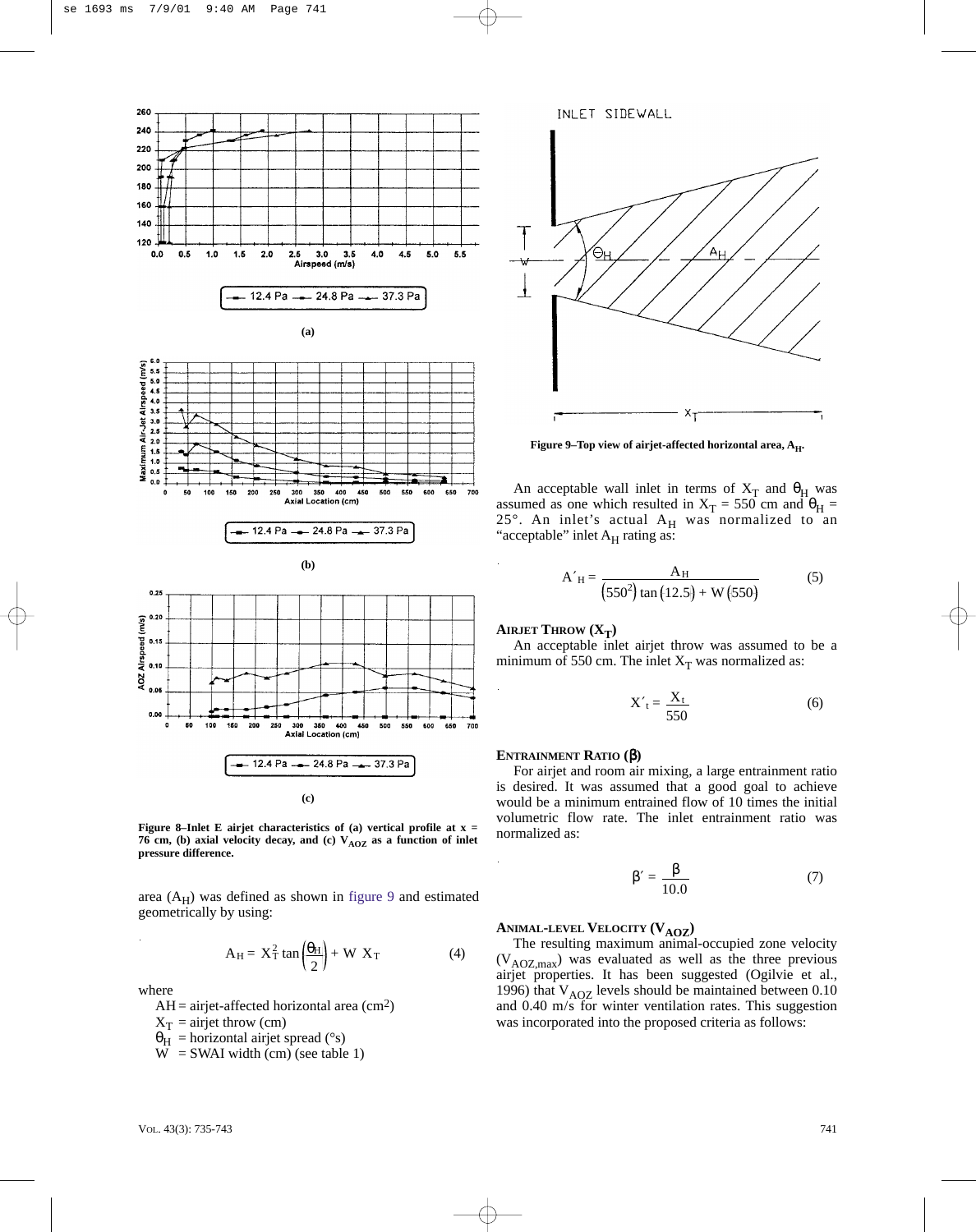Figure 8–Inlet E airjet characteristics of (a) vertical profile at x = 76 cm, (b) axial velocity decay, and (c) $V_{AOZ}$ as a function of inlet pressure difference.

area ($A_H$) was defined as shown in figure 9 and estimated geometrically by using:

$$A_H = X_T^2 \tan\left(\frac{\theta_H}{2}\right) + W\ X_T \qquad (4)$$

where

AH = airjet-affected horizontal area (cm²)
$X_T$ = airjet throw (cm)
$\theta_H$ = horizontal airjet spread (°s)
W = SWAI width (cm) (see table 1)

Figure 9–Top view of airjet-affected horizontal area, $A_H$.

An acceptable wall inlet in terms of $X_T$ and $\theta_H$ was assumed as one which resulted in $X_T$ = 550 cm and $\theta_H$ = 25°. An inlet's actual $A_H$ was normalized to an "acceptable" inlet $A_H$ rating as:

$$A'_H = \frac{A_H}{(550^2)\tan(12.5) + W(550)} \qquad (5)$$

### Airjet Throw ($X_T$)

An acceptable inlet airjet throw was assumed to be a minimum of 550 cm. The inlet $X_T$ was normalized as:

$$X'_t = \frac{X_t}{550} \qquad (6)$$

### Entrainment Ratio ($\beta$)

For airjet and room air mixing, a large entrainment ratio is desired. It was assumed that a good goal to achieve would be a minimum entrained flow of 10 times the initial volumetric flow rate. The inlet entrainment ratio was normalized as:

$$\beta' = \frac{\beta}{10.0} \qquad (7)$$

### Animal-Level Velocity ($V_{AOZ}$)

The resulting maximum animal-occupied zone velocity ($V_{AOZ,max}$) was evaluated as well as the three previous airjet properties. It has been suggested (Ogilvie et al., 1996) that $V_{AOZ}$ levels should be maintained between 0.10 and 0.40 m/s for winter ventilation rates. This suggestion was incorporated into the proposed criteria as follows: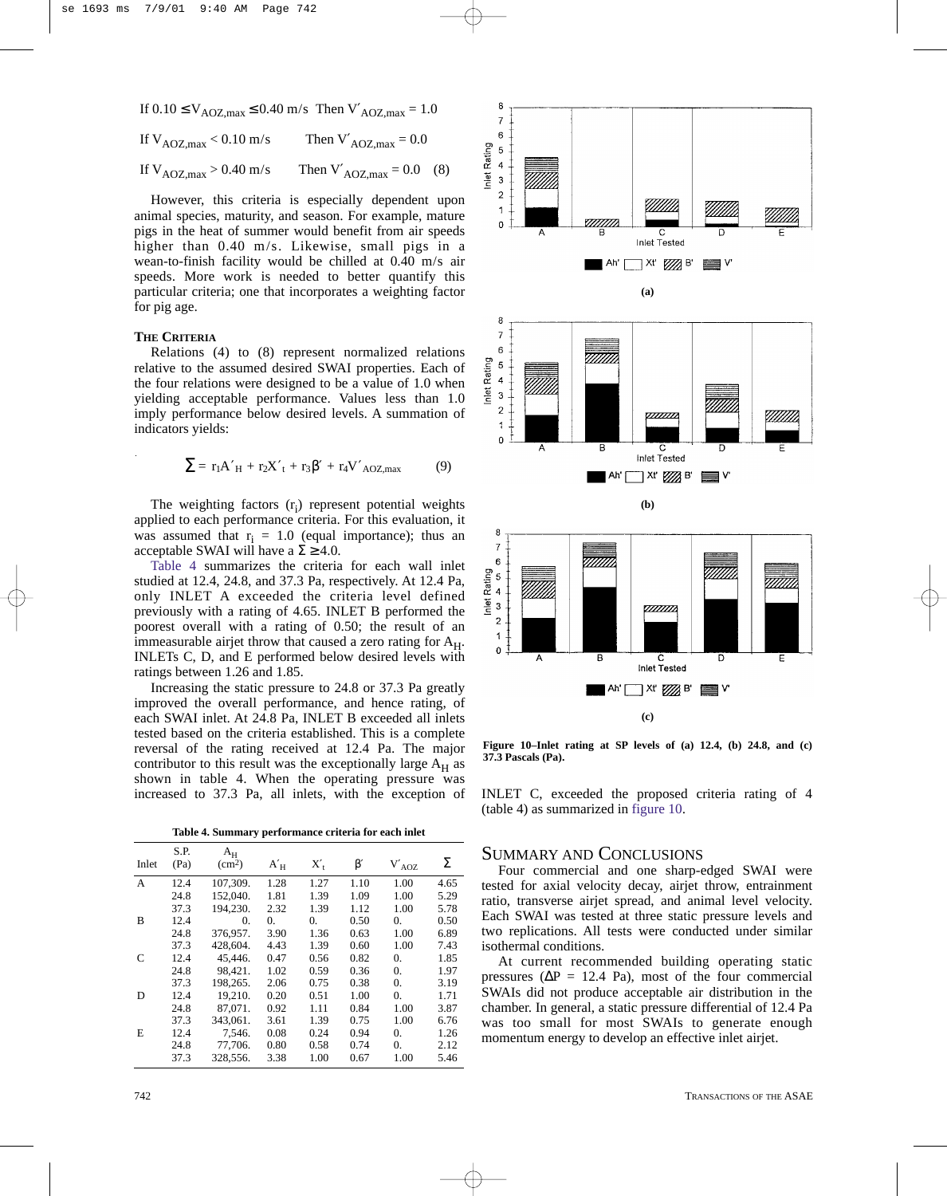$$\text{If } 0.10 \leq V_{AOZ,max} \leq 0.40 \text{ m/s} \quad \text{Then } V'_{AOZ,max} = 1.0$$

$$\text{If } V_{AOZ,max} < 0.10 \text{ m/s} \quad \text{Then } V'_{AOZ,max} = 0.0$$

$$\text{If } V_{AOZ,max} > 0.40 \text{ m/s} \quad \text{Then } V'_{AOZ,max} = 0.0 \quad (8)$$

However, this criteria is especially dependent upon animal species, maturity, and season. For example, mature pigs in the heat of summer would benefit from air speeds higher than 0.40 m/s. Likewise, small pigs in a wean-to-finish facility would be chilled at 0.40 m/s air speeds. More work is needed to better quantify this particular criteria; one that incorporates a weighting factor for pig age.

### THE CRITERIA

Relations (4) to (8) represent normalized relations relative to the assumed desired SWAI properties. Each of the four relations were designed to be a value of 1.0 when yielding acceptable performance. Values less than 1.0 imply performance below desired levels. A summation of indicators yields:

$$\Sigma = r_1 A'_H + r_2 X'_t + r_3 \beta' + r_4 V'_{AOZ,max} \qquad (9)$$

The weighting factors ($r_i$) represent potential weights applied to each performance criteria. For this evaluation, it was assumed that $r_i = 1.0$ (equal importance); thus an acceptable SWAI will have a $\Sigma \geq 4.0$.

Table 4 summarizes the criteria for each wall inlet studied at 12.4, 24.8, and 37.3 Pa, respectively. At 12.4 Pa, only INLET A exceeded the criteria level defined previously with a rating of 4.65. INLET B performed the poorest overall with a rating of 0.50; the result of an immeasurable airjet throw that caused a zero rating for $A_H$. INLETs C, D, and E performed below desired levels with ratings between 1.26 and 1.85.

Increasing the static pressure to 24.8 or 37.3 Pa greatly improved the overall performance, and hence rating, of each SWAI inlet. At 24.8 Pa, INLET B exceeded all inlets tested based on the criteria established. This is a complete reversal of the rating received at 12.4 Pa. The major contributor to this result was the extremely large $A_H$ as shown in table 4. When the operating pressure was increased to 37.3 Pa, all inlets, with the exception of INLET C, exceeded the proposed criteria rating of 4 (table 4) as summarized in figure 10.

**Table 4. Summary performance criteria for each inlet**

| Inlet | S.P. (Pa) | $A_H$ (cm$^2$) | $A'_H$ | $X'_t$ | $\beta'$ | $V'_{AOZ}$ | $\Sigma$ |
|---|---|---|---|---|---|---|---|
| A | 12.4 | 107,309. | 1.28 | 1.27 | 1.10 | 1.00 | 4.65 |
| | 24.8 | 152,040. | 1.81 | 1.39 | 1.09 | 1.00 | 5.29 |
| | 37.3 | 194,230. | 2.32 | 1.39 | 1.12 | 1.00 | 5.78 |
| B | 12.4 | 0. | 0. | 0. | 0.50 | 0. | 0.50 |
| | 24.8 | 376,957. | 3.90 | 1.36 | 0.63 | 1.00 | 6.89 |
| | 37.3 | 428,604. | 4.43 | 1.39 | 0.60 | 1.00 | 7.43 |
| C | 12.4 | 45,446. | 0.47 | 0.56 | 0.82 | 0. | 1.85 |
| | 24.8 | 98,421. | 1.02 | 0.59 | 0.36 | 0. | 1.97 |
| | 37.3 | 198,265. | 2.06 | 0.75 | 0.38 | 0. | 3.19 |
| D | 12.4 | 19,210. | 0.20 | 0.51 | 1.00 | 0. | 1.71 |
| | 24.8 | 87,071. | 0.92 | 1.11 | 0.84 | 1.00 | 3.87 |
| | 37.3 | 343,061. | 3.61 | 1.39 | 0.75 | 1.00 | 6.76 |
| E | 12.4 | 7,546. | 0.08 | 0.24 | 0.94 | 0. | 1.26 |
| | 24.8 | 77,706. | 0.80 | 0.58 | 0.74 | 0. | 2.12 |
| | 37.3 | 328,556. | 3.38 | 1.00 | 0.67 | 1.00 | 5.46 |

**Figure 10–Inlet rating at SP levels of (a) 12.4, (b) 24.8, and (c) 37.3 Pascals (Pa).**

## SUMMARY AND CONCLUSIONS

Four commercial and one sharp-edged SWAI were tested for axial velocity decay, airjet throw, entrainment ratio, transverse airjet spread, and animal level velocity. Each SWAI was tested at three static pressure levels and two replications. All tests were conducted under similar isothermal conditions.

At current recommended building operating static pressures ($\Delta P$ = 12.4 Pa), most of the four commercial SWAIs did not produce acceptable air distribution in the chamber. In general, a static pressure differential of 12.4 Pa was too small for most SWAIs to generate enough momentum energy to develop an effective inlet airjet.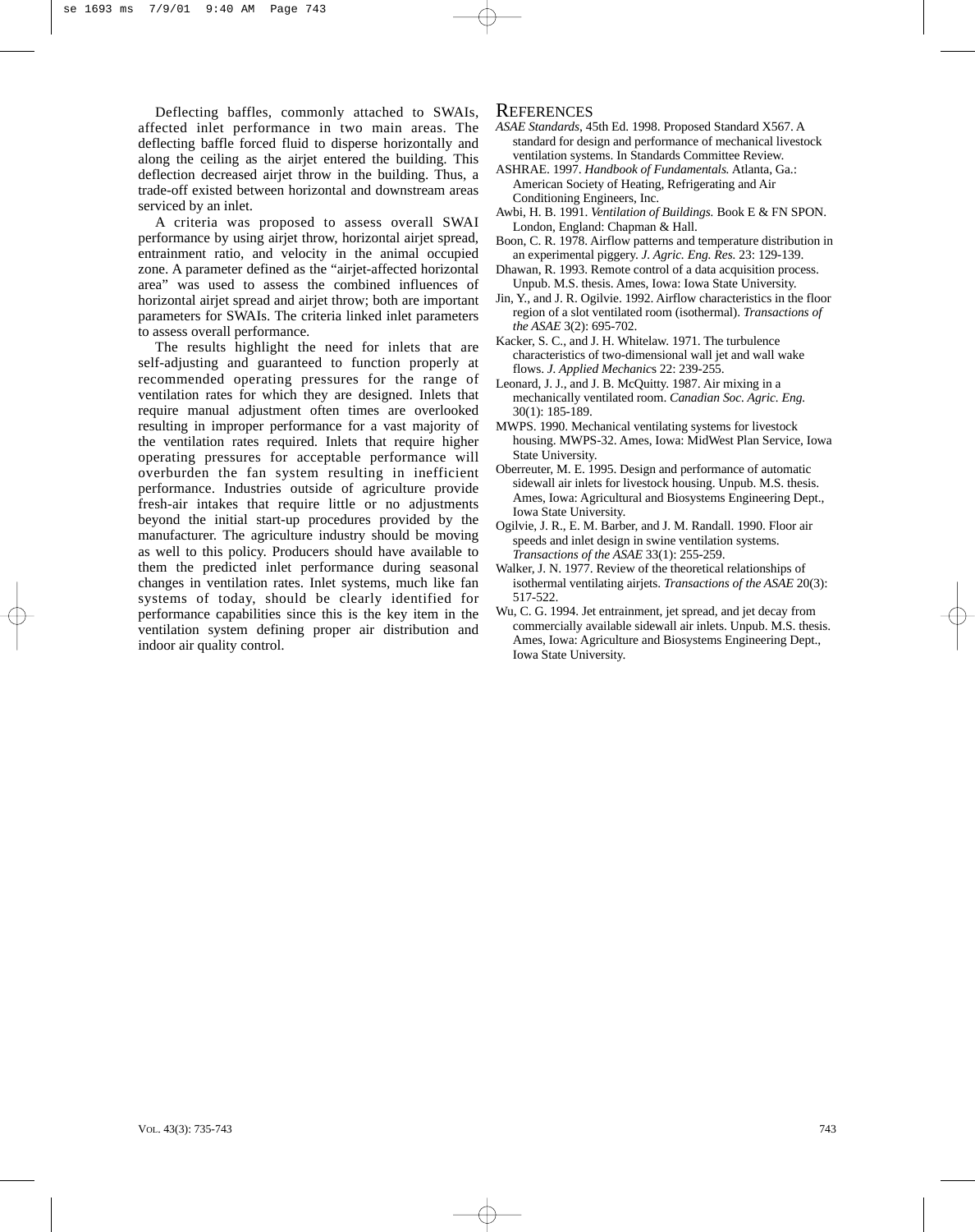Deflecting baffles, commonly attached to SWAIs, affected inlet performance in two main areas. The deflecting baffle forced fluid to disperse horizontally and along the ceiling as the airjet entered the building. This deflection decreased airjet throw in the building. Thus, a trade-off existed between horizontal and downstream areas serviced by an inlet.

A criteria was proposed to assess overall SWAI performance by using airjet throw, horizontal airjet spread, entrainment ratio, and velocity in the animal occupied zone. A parameter defined as the "airjet-affected horizontal area" was used to assess the combined influences of horizontal airjet spread and airjet throw; both are important parameters for SWAIs. The criteria linked inlet parameters to assess overall performance.

The results highlight the need for inlets that are self-adjusting and guaranteed to function properly at recommended operating pressures for the range of ventilation rates for which they are designed. Inlets that require manual adjustment often times are overlooked resulting in improper performance for a vast majority of the ventilation rates required. Inlets that require higher operating pressures for acceptable performance will overburden the fan system resulting in inefficient performance. Industries outside of agriculture provide fresh-air intakes that require little or no adjustments beyond the initial start-up procedures provided by the manufacturer. The agriculture industry should be moving as well to this policy. Producers should have available to them the predicted inlet performance during seasonal changes in ventilation rates. Inlet systems, much like fan systems of today, should be clearly identified for performance capabilities since this is the key item in the ventilation system defining proper air distribution and indoor air quality control.

## REFERENCES

*ASAE Standards*, 45th Ed. 1998. Proposed Standard X567. A standard for design and performance of mechanical livestock ventilation systems. In Standards Committee Review.

ASHRAE. 1997. *Handbook of Fundamentals.* Atlanta, Ga.: American Society of Heating, Refrigerating and Air Conditioning Engineers, Inc.

Awbi, H. B. 1991. *Ventilation of Buildings.* Book E & FN SPON. London, England: Chapman & Hall.

Boon, C. R. 1978. Airflow patterns and temperature distribution in an experimental piggery. *J. Agric. Eng. Res.* 23: 129-139.

Dhawan, R. 1993. Remote control of a data acquisition process. Unpub. M.S. thesis. Ames, Iowa: Iowa State University.

Jin, Y., and J. R. Ogilvie. 1992. Airflow characteristics in the floor region of a slot ventilated room (isothermal). *Transactions of the ASAE* 3(2): 695-702.

Kacker, S. C., and J. H. Whitelaw. 1971. The turbulence characteristics of two-dimensional wall jet and wall wake flows. *J. Applied Mechanics* 22: 239-255.

Leonard, J. J., and J. B. McQuitty. 1987. Air mixing in a mechanically ventilated room. *Canadian Soc. Agric. Eng.* 30(1): 185-189.

MWPS. 1990. Mechanical ventilating systems for livestock housing. MWPS-32. Ames, Iowa: MidWest Plan Service, Iowa State University.

Oberreuter, M. E. 1995. Design and performance of automatic sidewall air inlets for livestock housing. Unpub. M.S. thesis. Ames, Iowa: Agricultural and Biosystems Engineering Dept., Iowa State University.

Ogilvie, J. R., E. M. Barber, and J. M. Randall. 1990. Floor air speeds and inlet design in swine ventilation systems. *Transactions of the ASAE* 33(1): 255-259.

Walker, J. N. 1977. Review of the theoretical relationships of isothermal ventilating airjets. *Transactions of the ASAE* 20(3): 517-522.

Wu, C. G. 1994. Jet entrainment, jet spread, and jet decay from commercially available sidewall air inlets. Unpub. M.S. thesis. Ames, Iowa: Agriculture and Biosystems Engineering Dept., Iowa State University.